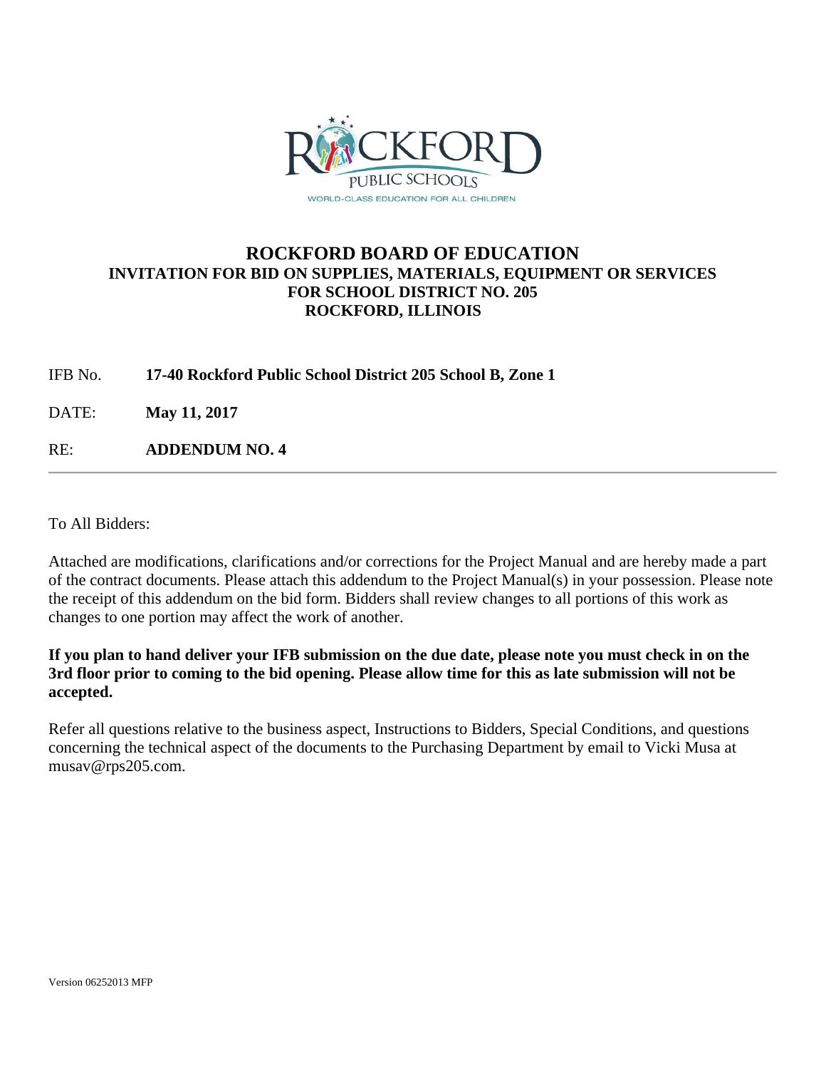# ROCKFORD BOARD OF EDUCATION

## INVITATION FOR BID ON SUPPLIES, MATERIALS, EQUIPMENT OR SERVICES FOR SCHOOL DISTRICT NO. 205 ROCKFORD, ILLINOIS

IFB No. **17-40 Rockford Public School District 205 School B, Zone 1**

DATE: **May 11, 2017**

RE: **ADDENDUM NO. 4**

---

To All Bidders:

Attached are modifications, clarifications and/or corrections for the Project Manual and are hereby made a part of the contract documents. Please attach this addendum to the Project Manual(s) in your possession. Please note the receipt of this addendum on the bid form. Bidders shall review changes to all portions of this work as changes to one portion may affect the work of another.

**If you plan to hand deliver your IFB submission on the due date, please note you must check in on the 3rd floor prior to coming to the bid opening. Please allow time for this as late submission will not be accepted.**

Refer all questions relative to the business aspect, Instructions to Bidders, Special Conditions, and questions concerning the technical aspect of the documents to the Purchasing Department by email to Vicki Musa at musav@rps205.com.

Version 06252013 MFP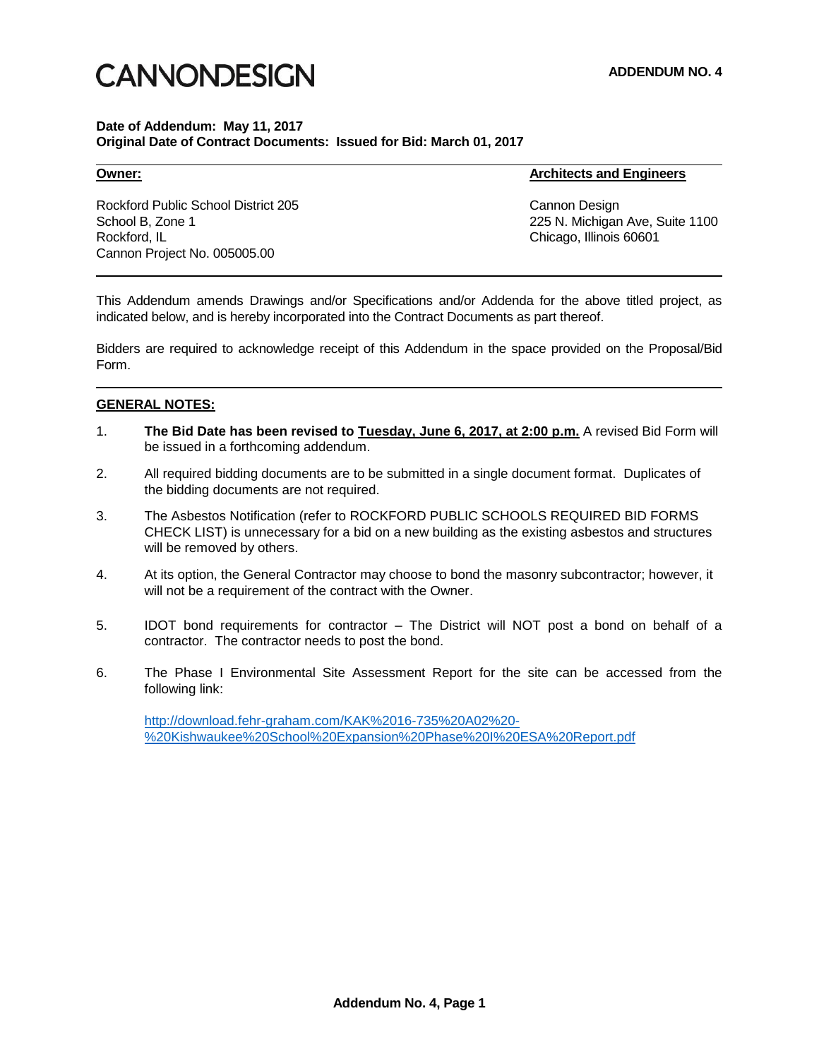CANNONDESIGN

**ADDENDUM NO. 4**

**Date of Addendum: May 11, 2017**
**Original Date of Contract Documents: Issued for Bid: March 01, 2017**

| **Owner:** | **Architects and Engineers** |
| --- | --- |
| Rockford Public School District 205<br>School B, Zone 1<br>Rockford, IL<br>Cannon Project No. 005005.00 | Cannon Design<br>225 N. Michigan Ave, Suite 1100<br>Chicago, Illinois 60601 |

This Addendum amends Drawings and/or Specifications and/or Addenda for the above titled project, as indicated below, and is hereby incorporated into the Contract Documents as part thereof.

Bidders are required to acknowledge receipt of this Addendum in the space provided on the Proposal/Bid Form.

**GENERAL NOTES:**

1. **The Bid Date has been revised to Tuesday, June 6, 2017, at 2:00 p.m.** A revised Bid Form will be issued in a forthcoming addendum.

2. All required bidding documents are to be submitted in a single document format. Duplicates of the bidding documents are not required.

3. The Asbestos Notification (refer to ROCKFORD PUBLIC SCHOOLS REQUIRED BID FORMS CHECK LIST) is unnecessary for a bid on a new building as the existing asbestos and structures will be removed by others.

4. At its option, the General Contractor may choose to bond the masonry subcontractor; however, it will not be a requirement of the contract with the Owner.

5. IDOT bond requirements for contractor – The District will NOT post a bond on behalf of a contractor. The contractor needs to post the bond.

6. The Phase I Environmental Site Assessment Report for the site can be accessed from the following link:

   http://download.fehr-graham.com/KAK%2016-735%20A02%20-%20Kishwaukee%20School%20Expansion%20Phase%20I%20ESA%20Report.pdf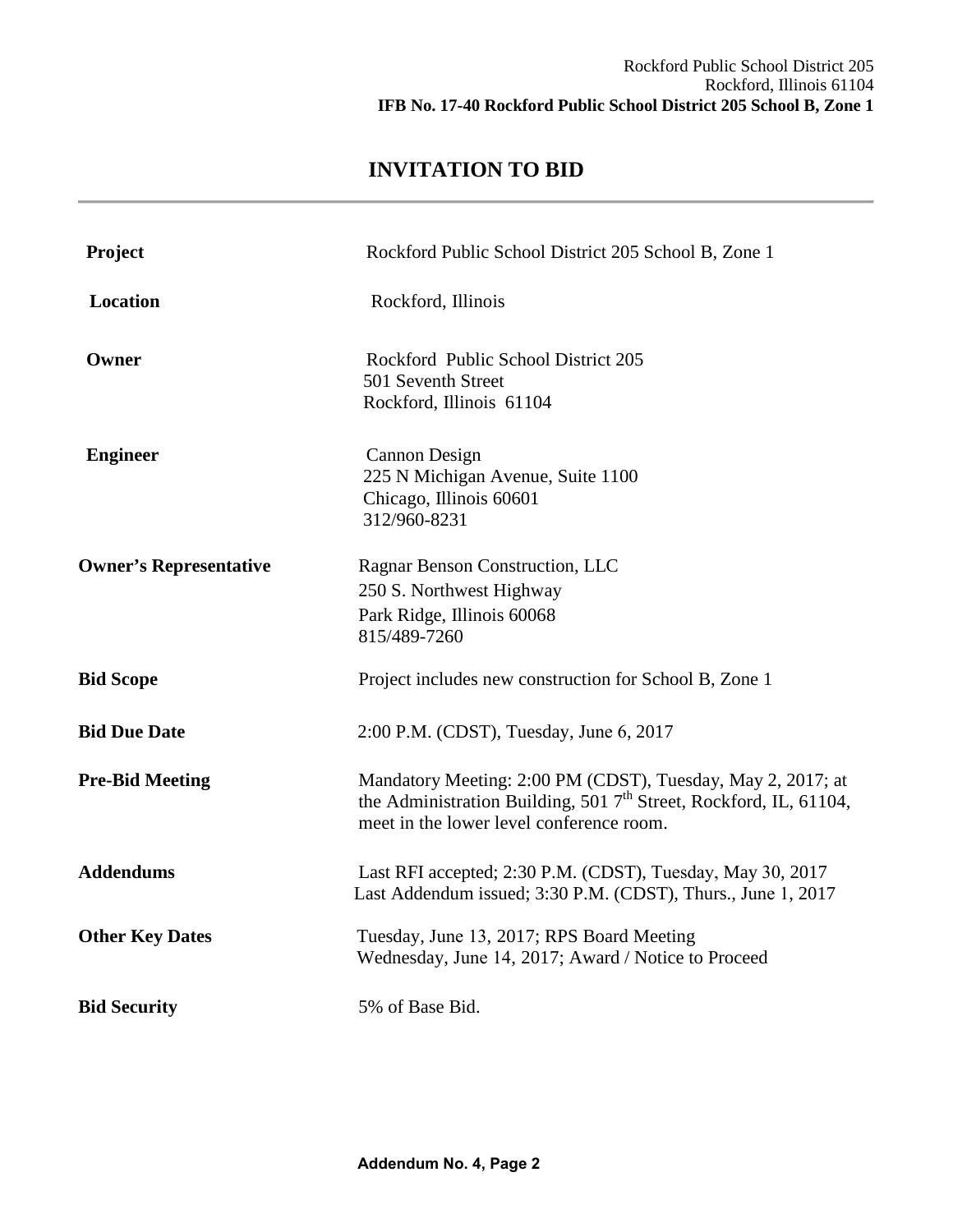Rockford Public School District 205
Rockford, Illinois 61104
**IFB No. 17-40 Rockford Public School District 205 School B, Zone 1**

# INVITATION TO BID

| | |
|---|---|
| **Project** | Rockford Public School District 205 School B, Zone 1 |
| **Location** | Rockford, Illinois |
| **Owner** | Rockford Public School District 205<br>501 Seventh Street<br>Rockford, Illinois 61104 |
| **Engineer** | Cannon Design<br>225 N Michigan Avenue, Suite 1100<br>Chicago, Illinois 60601<br>312/960-8231 |
| **Owner's Representative** | Ragnar Benson Construction, LLC<br>250 S. Northwest Highway<br>Park Ridge, Illinois 60068<br>815/489-7260 |
| **Bid Scope** | Project includes new construction for School B, Zone 1 |
| **Bid Due Date** | 2:00 P.M. (CDST), Tuesday, June 6, 2017 |
| **Pre-Bid Meeting** | Mandatory Meeting: 2:00 PM (CDST), Tuesday, May 2, 2017; at the Administration Building, 501 7th Street, Rockford, IL, 61104, meet in the lower level conference room. |
| **Addendums** | Last RFI accepted; 2:30 P.M. (CDST), Tuesday, May 30, 2017<br>Last Addendum issued; 3:30 P.M. (CDST), Thurs., June 1, 2017 |
| **Other Key Dates** | Tuesday, June 13, 2017; RPS Board Meeting<br>Wednesday, June 14, 2017; Award / Notice to Proceed |
| **Bid Security** | 5% of Base Bid. |

**Addendum No. 4, Page 2**